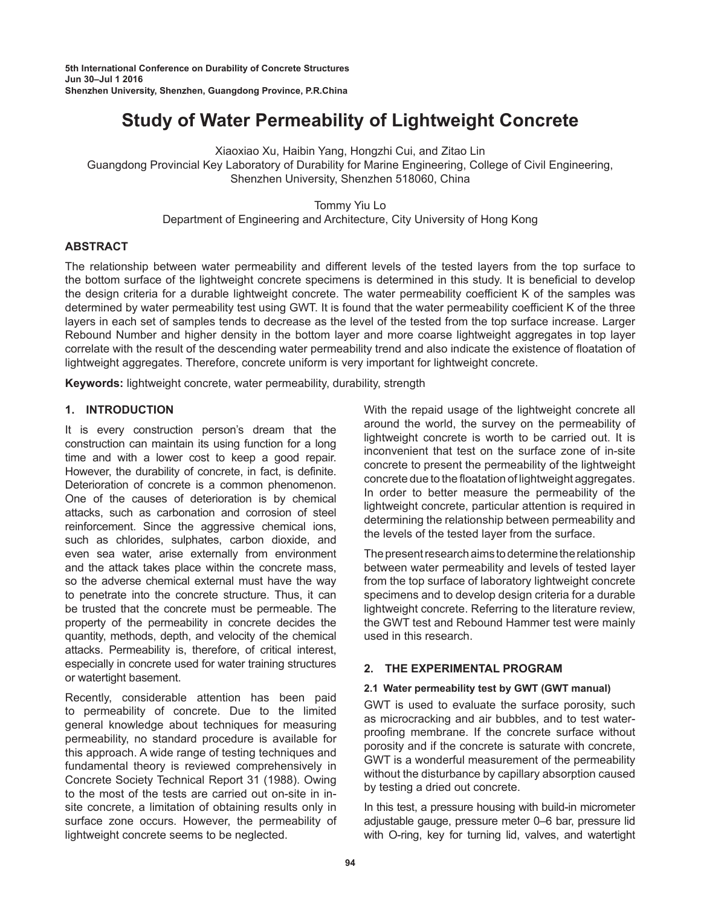5th International Conference on Durability of Concrete Structures
Jun 30–Jul 1 2016
Shenzhen University, Shenzhen, Guangdong Province, P.R.China

# Study of Water Permeability of Lightweight Concrete

Xiaoxiao Xu, Haibin Yang, Hongzhi Cui, and Zitao Lin
Guangdong Provincial Key Laboratory of Durability for Marine Engineering, College of Civil Engineering, Shenzhen University, Shenzhen 518060, China

Tommy Yiu Lo
Department of Engineering and Architecture, City University of Hong Kong

## ABSTRACT

The relationship between water permeability and different levels of the tested layers from the top surface to the bottom surface of the lightweight concrete specimens is determined in this study. It is beneficial to develop the design criteria for a durable lightweight concrete. The water permeability coefficient K of the samples was determined by water permeability test using GWT. It is found that the water permeability coefficient K of the three layers in each set of samples tends to decrease as the level of the tested from the top surface increase. Larger Rebound Number and higher density in the bottom layer and more coarse lightweight aggregates in top layer correlate with the result of the descending water permeability trend and also indicate the existence of floatation of lightweight aggregates. Therefore, concrete uniform is very important for lightweight concrete.

**Keywords:** lightweight concrete, water permeability, durability, strength

## 1. INTRODUCTION

It is every construction person's dream that the construction can maintain its using function for a long time and with a lower cost to keep a good repair. However, the durability of concrete, in fact, is definite. Deterioration of concrete is a common phenomenon. One of the causes of deterioration is by chemical attacks, such as carbonation and corrosion of steel reinforcement. Since the aggressive chemical ions, such as chlorides, sulphates, carbon dioxide, and even sea water, arise externally from environment and the attack takes place within the concrete mass, so the adverse chemical external must have the way to penetrate into the concrete structure. Thus, it can be trusted that the concrete must be permeable. The property of the permeability in concrete decides the quantity, methods, depth, and velocity of the chemical attacks. Permeability is, therefore, of critical interest, especially in concrete used for water training structures or watertight basement.

Recently, considerable attention has been paid to permeability of concrete. Due to the limited general knowledge about techniques for measuring permeability, no standard procedure is available for this approach. A wide range of testing techniques and fundamental theory is reviewed comprehensively in Concrete Society Technical Report 31 (1988). Owing to the most of the tests are carried out on-site in in-site concrete, a limitation of obtaining results only in surface zone occurs. However, the permeability of lightweight concrete seems to be neglected.

With the repaid usage of the lightweight concrete all around the world, the survey on the permeability of lightweight concrete is worth to be carried out. It is inconvenient that test on the surface zone of in-site concrete to present the permeability of the lightweight concrete due to the floatation of lightweight aggregates. In order to better measure the permeability of the lightweight concrete, particular attention is required in determining the relationship between permeability and the levels of the tested layer from the surface.

The present research aims to determine the relationship between water permeability and levels of tested layer from the top surface of laboratory lightweight concrete specimens and to develop design criteria for a durable lightweight concrete. Referring to the literature review, the GWT test and Rebound Hammer test were mainly used in this research.

## 2. THE EXPERIMENTAL PROGRAM

### 2.1 Water permeability test by GWT (GWT manual)

GWT is used to evaluate the surface porosity, such as microcracking and air bubbles, and to test water-proofing membrane. If the concrete surface without porosity and if the concrete is saturate with concrete, GWT is a wonderful measurement of the permeability without the disturbance by capillary absorption caused by testing a dried out concrete.

In this test, a pressure housing with build-in micrometer adjustable gauge, pressure meter 0–6 bar, pressure lid with O-ring, key for turning lid, valves, and watertight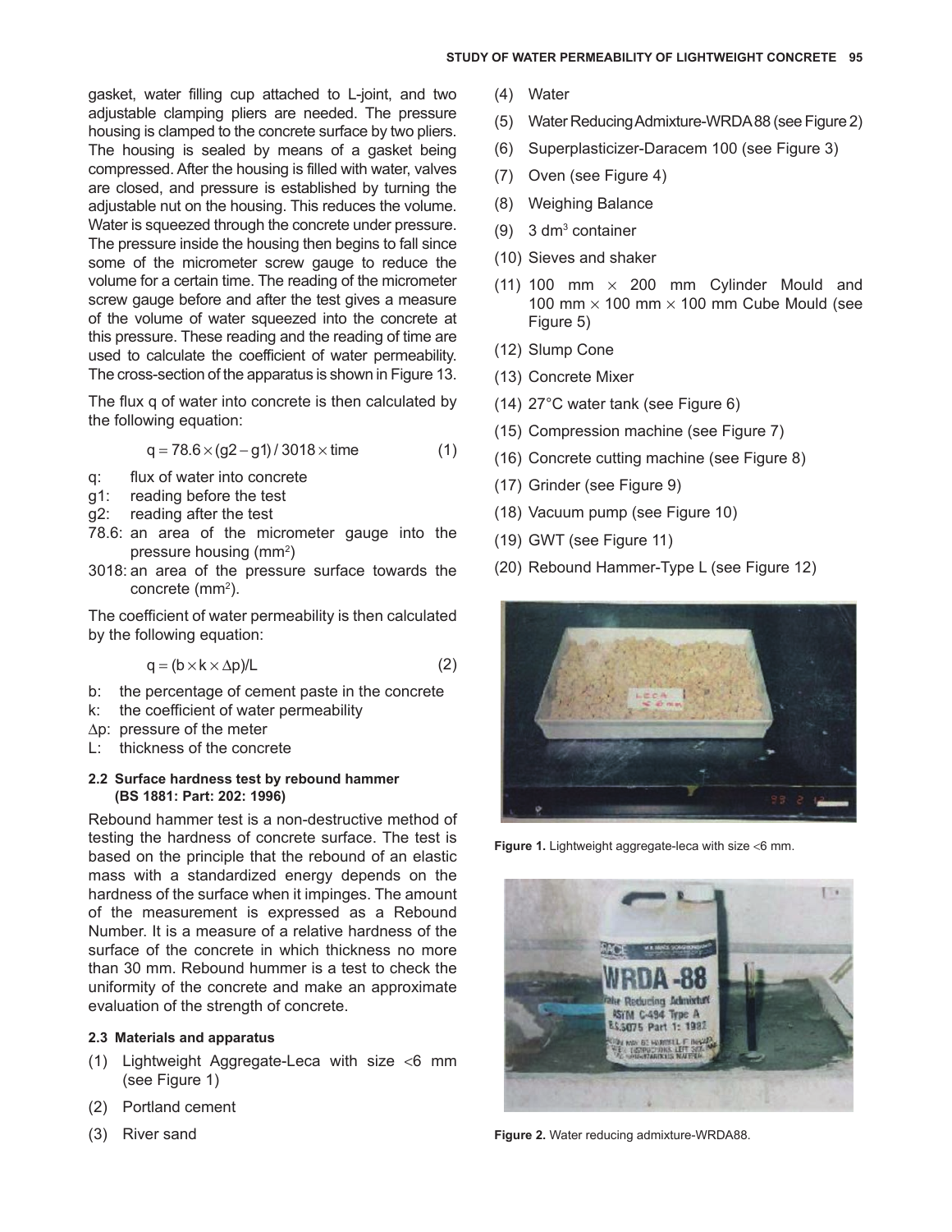gasket, water filling cup attached to L-joint, and two adjustable clamping pliers are needed. The pressure housing is clamped to the concrete surface by two pliers. The housing is sealed by means of a gasket being compressed. After the housing is filled with water, valves are closed, and pressure is established by turning the adjustable nut on the housing. This reduces the volume. Water is squeezed through the concrete under pressure. The pressure inside the housing then begins to fall since some of the micrometer screw gauge to reduce the volume for a certain time. The reading of the micrometer screw gauge before and after the test gives a measure of the volume of water squeezed into the concrete at this pressure. These reading and the reading of time are used to calculate the coefficient of water permeability. The cross-section of the apparatus is shown in Figure 13.

The flux q of water into concrete is then calculated by the following equation:

$$q = 78.6 \times (g2 - g1) / 3018 \times \text{time} \tag{1}$$

- q: flux of water into concrete
- g1: reading before the test
- g2: reading after the test
- 78.6: an area of the micrometer gauge into the pressure housing ($mm^2$)
- 3018: an area of the pressure surface towards the concrete ($mm^2$).

The coefficient of water permeability is then calculated by the following equation:

$$q = (b \times k \times \Delta p)/L \tag{2}$$

- b: the percentage of cement paste in the concrete
- k: the coefficient of water permeability
- $\Delta p$: pressure of the meter
- L: thickness of the concrete

#### 2.2 Surface hardness test by rebound hammer (BS 1881: Part: 202: 1996)

Rebound hammer test is a non-destructive method of testing the hardness of concrete surface. The test is based on the principle that the rebound of an elastic mass with a standardized energy depends on the hardness of the surface when it impinges. The amount of the measurement is expressed as a Rebound Number. It is a measure of a relative hardness of the surface of the concrete in which thickness no more than 30 mm. Rebound hummer is a test to check the uniformity of the concrete and make an approximate evaluation of the strength of concrete.

#### 2.3 Materials and apparatus

(1) Lightweight Aggregate-Leca with size <6 mm (see Figure 1)

(2) Portland cement

(3) River sand

(4) Water

(5) Water Reducing Admixture-WRDA 88 (see Figure 2)

(6) Superplasticizer-Daracem 100 (see Figure 3)

(7) Oven (see Figure 4)

(8) Weighing Balance

(9) 3 $dm^3$ container

(10) Sieves and shaker

(11) 100 mm × 200 mm Cylinder Mould and 100 mm × 100 mm × 100 mm Cube Mould (see Figure 5)

(12) Slump Cone

(13) Concrete Mixer

(14) 27°C water tank (see Figure 6)

(15) Compression machine (see Figure 7)

(16) Concrete cutting machine (see Figure 8)

(17) Grinder (see Figure 9)

(18) Vacuum pump (see Figure 10)

(19) GWT (see Figure 11)

(20) Rebound Hammer-Type L (see Figure 12)

**Figure 1.** Lightweight aggregate-leca with size <6 mm.

**Figure 2.** Water reducing admixture-WRDA88.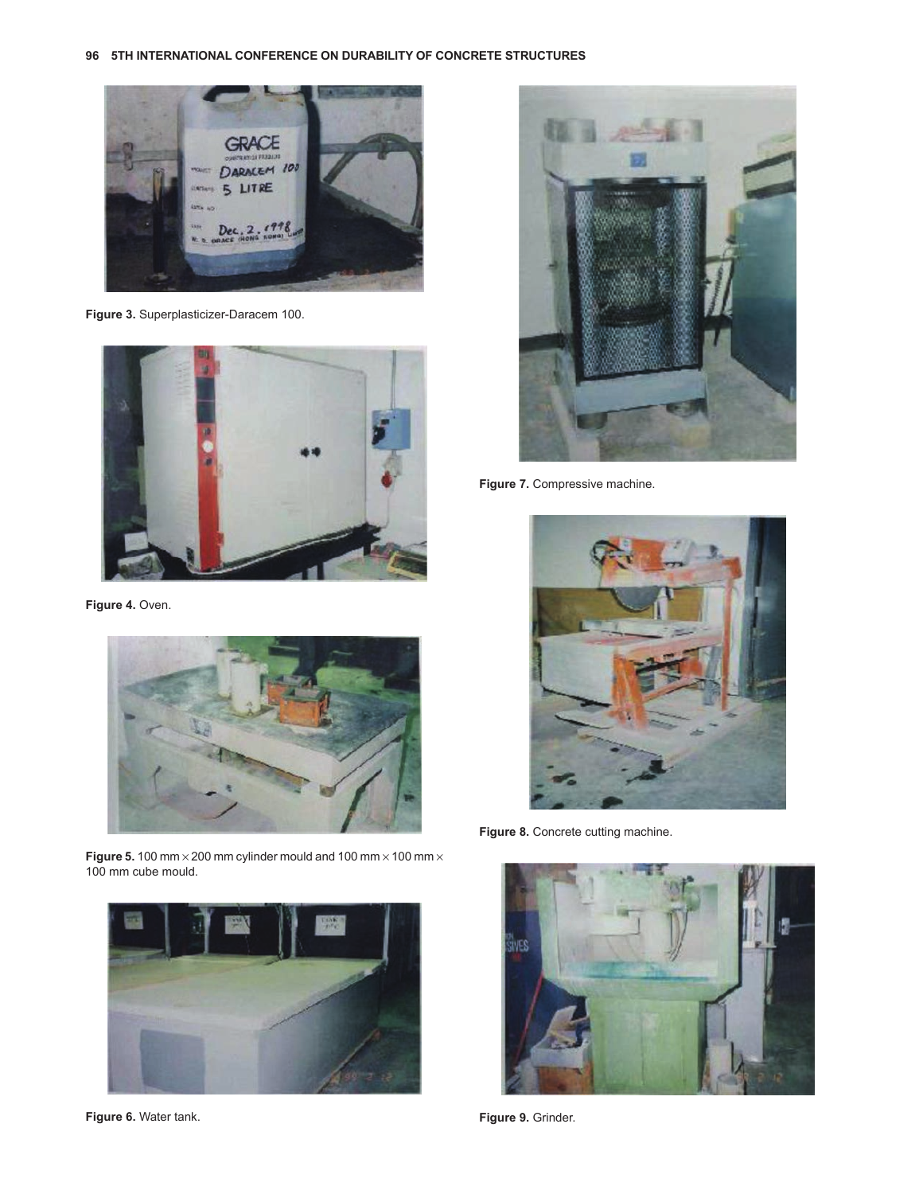Figure 3. Superplasticizer-Daracem 100.

Figure 4. Oven.

Figure 5. 100 mm × 200 mm cylinder mould and 100 mm × 100 mm × 100 mm cube mould.

Figure 6. Water tank.

Figure 7. Compressive machine.

Figure 8. Concrete cutting machine.

Figure 9. Grinder.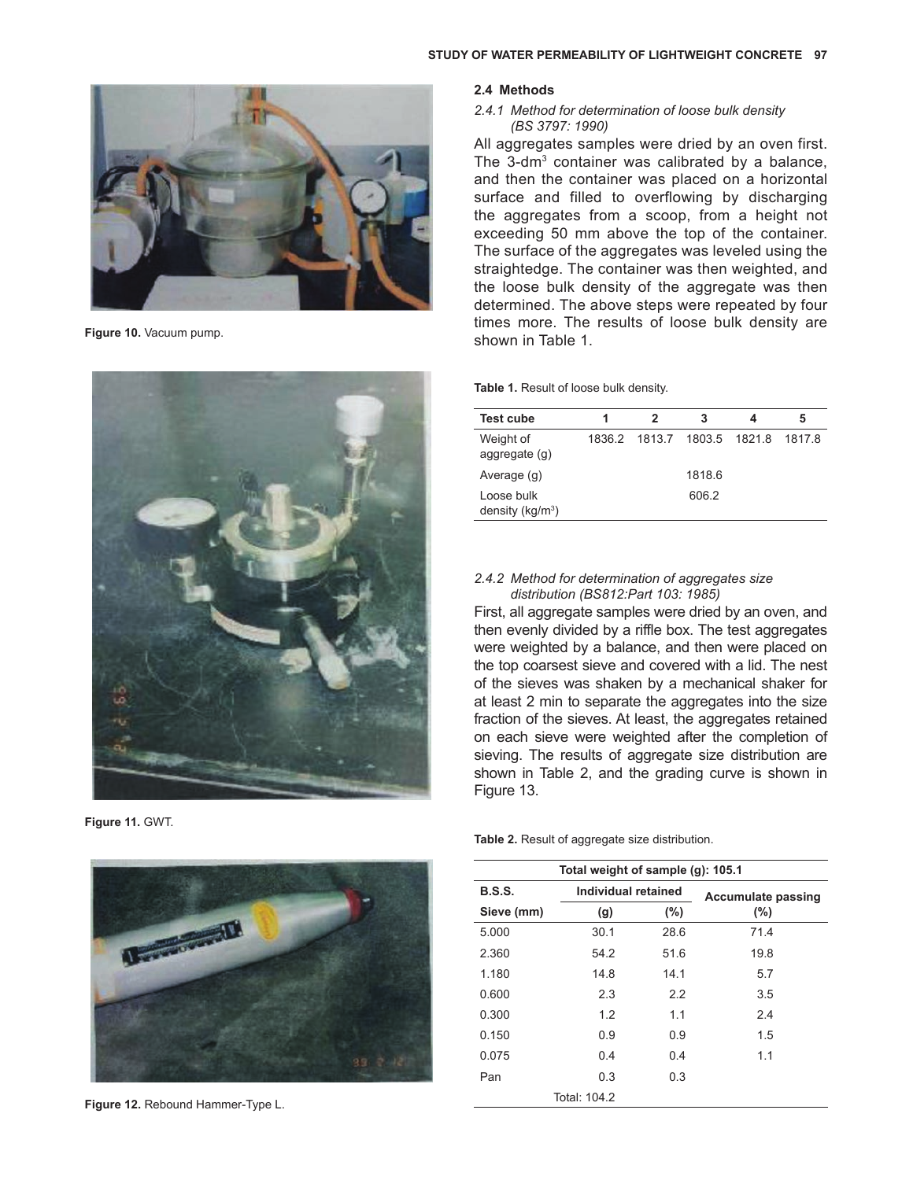Figure 10. Vacuum pump.

Figure 11. GWT.

Figure 12. Rebound Hammer-Type L.

## 2.4 Methods

### *2.4.1 Method for determination of loose bulk density (BS 3797: 1990)*

All aggregates samples were dried by an oven first. The 3-dm$^3$ container was calibrated by a balance, and then the container was placed on a horizontal surface and filled to overflowing by discharging the aggregates from a scoop, from a height not exceeding 50 mm above the top of the container. The surface of the aggregates was leveled using the straightedge. The container was then weighted, and the loose bulk density of the aggregate was then determined. The above steps were repeated by four times more. The results of loose bulk density are shown in Table 1.

**Table 1.** Result of loose bulk density.

| Test cube | 1 | 2 | 3 | 4 | 5 |
|---|---|---|---|---|---|
| Weight of aggregate (g) | 1836.2 | 1813.7 | 1803.5 | 1821.8 | 1817.8 |
| Average (g) | | | 1818.6 | | |
| Loose bulk density (kg/m$^3$) | | | 606.2 | | |

### *2.4.2 Method for determination of aggregates size distribution (BS812:Part 103: 1985)*

First, all aggregate samples were dried by an oven, and then evenly divided by a riffle box. The test aggregates were weighted by a balance, and then were placed on the top coarsest sieve and covered with a lid. The nest of the sieves was shaken by a mechanical shaker for at least 2 min to separate the aggregates into the size fraction of the sieves. At least, the aggregates retained on each sieve were weighted after the completion of sieving. The results of aggregate size distribution are shown in Table 2, and the grading curve is shown in Figure 13.

**Table 2.** Result of aggregate size distribution.

| Total weight of sample (g): 105.1 | | | |
|---|---|---|---|
| B.S.S. | Individual retained | | Accumulate passing |
| Sieve (mm) | (g) | (%) | (%) |
| 5.000 | 30.1 | 28.6 | 71.4 |
| 2.360 | 54.2 | 51.6 | 19.8 |
| 1.180 | 14.8 | 14.1 | 5.7 |
| 0.600 | 2.3 | 2.2 | 3.5 |
| 0.300 | 1.2 | 1.1 | 2.4 |
| 0.150 | 0.9 | 0.9 | 1.5 |
| 0.075 | 0.4 | 0.4 | 1.1 |
| Pan | 0.3 | 0.3 | |
| | Total: 104.2 | | |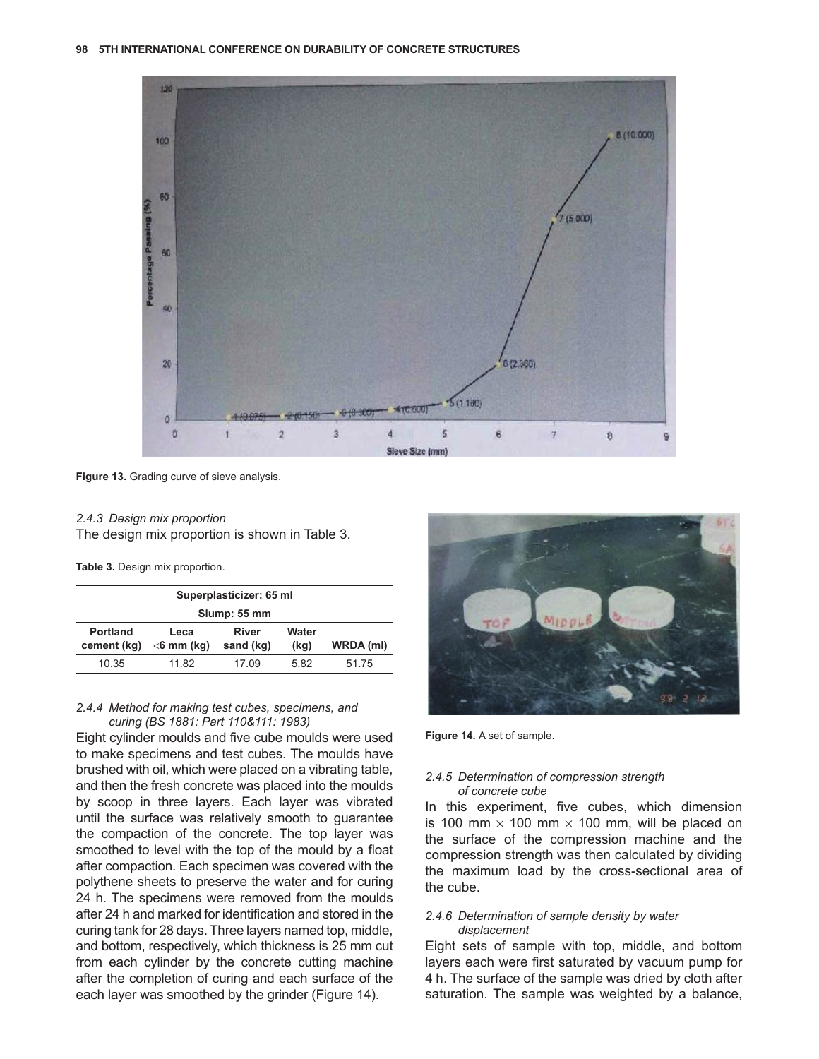Figure 13. Grading curve of sieve analysis.

### 2.4.3 Design mix proportion

The design mix proportion is shown in Table 3.

**Table 3.** Design mix proportion.

| Superplasticizer: 65 ml | | | | |
|---|---|---|---|---|
| Slump: 55 mm | | | | |
| Portland cement (kg) | Leca <6 mm (kg) | River sand (kg) | Water (kg) | WRDA (ml) |
| 10.35 | 11.82 | 17.09 | 5.82 | 51.75 |

### 2.4.4 Method for making test cubes, specimens, and curing (BS 1881: Part 110&111: 1983)

Eight cylinder moulds and five cube moulds were used to make specimens and test cubes. The moulds have brushed with oil, which were placed on a vibrating table, and then the fresh concrete was placed into the moulds by scoop in three layers. Each layer was vibrated until the surface was relatively smooth to guarantee the compaction of the concrete. The top layer was smoothed to level with the top of the mould by a float after compaction. Each specimen was covered with the polythene sheets to preserve the water and for curing 24 h. The specimens were removed from the moulds after 24 h and marked for identification and stored in the curing tank for 28 days. Three layers named top, middle, and bottom, respectively, which thickness is 25 mm cut from each cylinder by the concrete cutting machine after the completion of curing and each surface of the each layer was smoothed by the grinder (Figure 14).

Figure 14. A set of sample.

### 2.4.5 Determination of compression strength of concrete cube

In this experiment, five cubes, which dimension is 100 mm × 100 mm × 100 mm, will be placed on the surface of the compression machine and the compression strength was then calculated by dividing the maximum load by the cross-sectional area of the cube.

### 2.4.6 Determination of sample density by water displacement

Eight sets of sample with top, middle, and bottom layers each were first saturated by vacuum pump for 4 h. The surface of the sample was dried by cloth after saturation. The sample was weighted by a balance,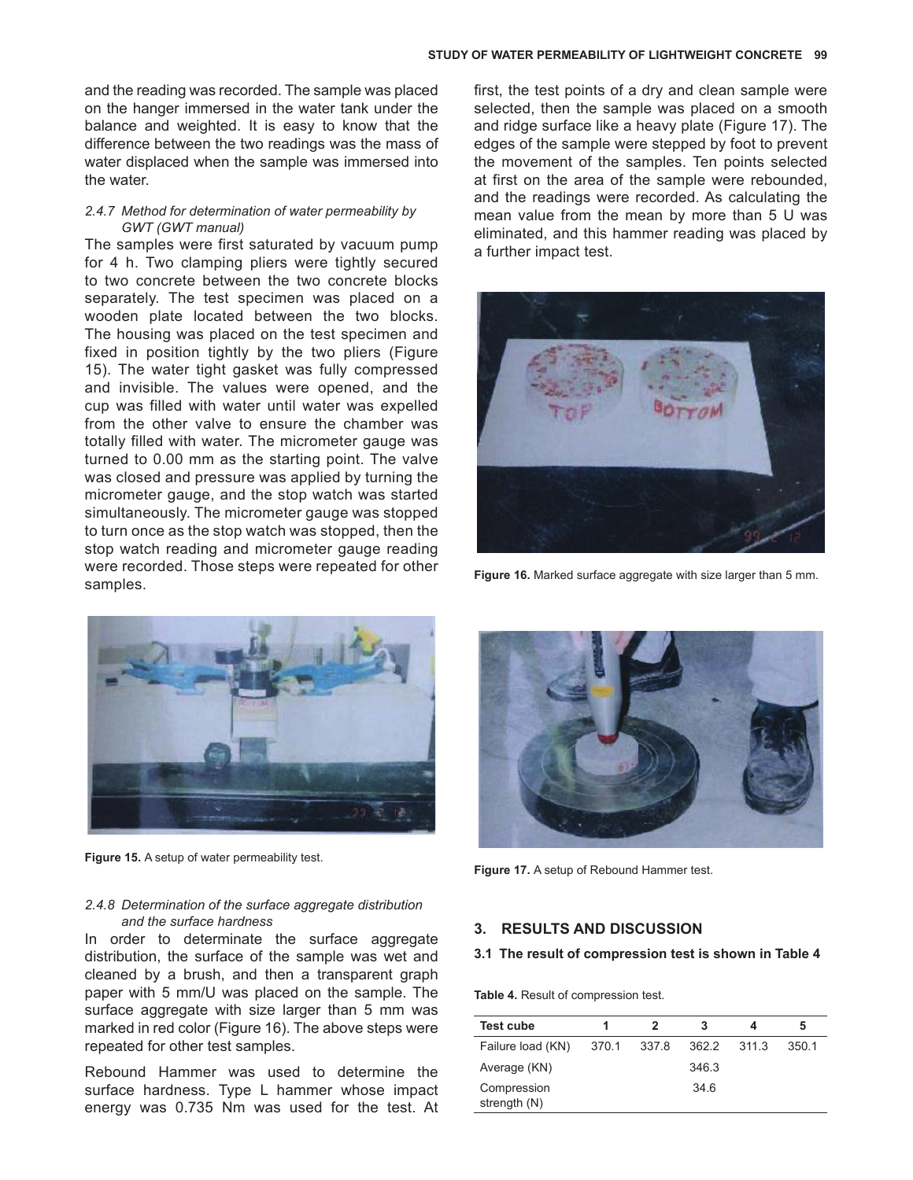and the reading was recorded. The sample was placed on the hanger immersed in the water tank under the balance and weighted. It is easy to know that the difference between the two readings was the mass of water displaced when the sample was immersed into the water.

#### *2.4.7 Method for determination of water permeability by GWT (GWT manual)*

The samples were first saturated by vacuum pump for 4 h. Two clamping pliers were tightly secured to two concrete between the two concrete blocks separately. The test specimen was placed on a wooden plate located between the two blocks. The housing was placed on the test specimen and fixed in position tightly by the two pliers (Figure 15). The water tight gasket was fully compressed and invisible. The values were opened, and the cup was filled with water until water was expelled from the other valve to ensure the chamber was totally filled with water. The micrometer gauge was turned to 0.00 mm as the starting point. The valve was closed and pressure was applied by turning the micrometer gauge, and the stop watch was started simultaneously. The micrometer gauge was stopped to turn once as the stop watch was stopped, then the stop watch reading and micrometer gauge reading were recorded. Those steps were repeated for other samples.

**Figure 15.** A setup of water permeability test.

#### *2.4.8 Determination of the surface aggregate distribution and the surface hardness*

In order to determinate the surface aggregate distribution, the surface of the sample was wet and cleaned by a brush, and then a transparent graph paper with 5 mm/U was placed on the sample. The surface aggregate with size larger than 5 mm was marked in red color (Figure 16). The above steps were repeated for other test samples.

Rebound Hammer was used to determine the surface hardness. Type L hammer whose impact energy was 0.735 Nm was used for the test. At first, the test points of a dry and clean sample were selected, then the sample was placed on a smooth and ridge surface like a heavy plate (Figure 17). The edges of the sample were stepped by foot to prevent the movement of the samples. Ten points selected at first on the area of the sample were rebounded, and the readings were recorded. As calculating the mean value from the mean by more than 5 U was eliminated, and this hammer reading was placed by a further impact test.

**Figure 16.** Marked surface aggregate with size larger than 5 mm.

**Figure 17.** A setup of Rebound Hammer test.

## 3. RESULTS AND DISCUSSION

### 3.1 The result of compression test is shown in Table 4

**Table 4.** Result of compression test.

| Test cube | 1 | 2 | 3 | 4 | 5 |
|---|---|---|---|---|---|
| Failure load (KN) | 370.1 | 337.8 | 362.2 | 311.3 | 350.1 |
| Average (KN) | | | 346.3 | | |
| Compression strength (N) | | | 34.6 | | |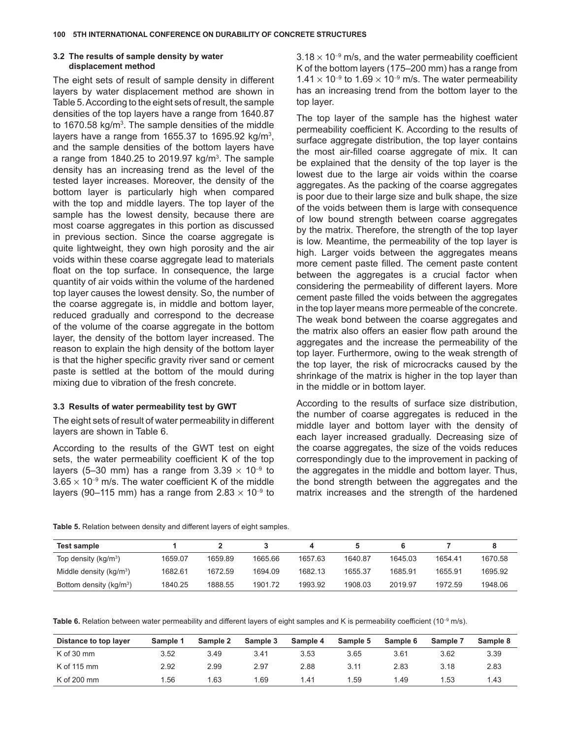### 3.2 The results of sample density by water displacement method

The eight sets of result of sample density in different layers by water displacement method are shown in Table 5. According to the eight sets of result, the sample densities of the top layers have a range from 1640.87 to 1670.58 kg/m$^3$. The sample densities of the middle layers have a range from 1655.37 to 1695.92 kg/m$^3$, and the sample densities of the bottom layers have a range from 1840.25 to 2019.97 kg/m$^3$. The sample density has an increasing trend as the level of the tested layer increases. Moreover, the density of the bottom layer is particularly high when compared with the top and middle layers. The top layer of the sample has the lowest density, because there are most coarse aggregates in this portion as discussed in previous section. Since the coarse aggregate is quite lightweight, they own high porosity and the air voids within these coarse aggregate lead to materials float on the top surface. In consequence, the large quantity of air voids within the volume of the hardened top layer causes the lowest density. So, the number of the coarse aggregate is, in middle and bottom layer, reduced gradually and correspond to the decrease of the volume of the coarse aggregate in the bottom layer, the density of the bottom layer increased. The reason to explain the high density of the bottom layer is that the higher specific gravity river sand or cement paste is settled at the bottom of the mould during mixing due to vibration of the fresh concrete.

### 3.3 Results of water permeability test by GWT

The eight sets of result of water permeability in different layers are shown in Table 6.

According to the results of the GWT test on eight sets, the water permeability coefficient K of the top layers (5–30 mm) has a range from $3.39 \times 10^{-9}$ to $3.65 \times 10^{-9}$ m/s. The water coefficient K of the middle layers (90–115 mm) has a range from $2.83 \times 10^{-9}$ to $3.18 \times 10^{-9}$ m/s, and the water permeability coefficient K of the bottom layers (175–200 mm) has a range from $1.41 \times 10^{-9}$ to $1.69 \times 10^{-9}$ m/s. The water permeability has an increasing trend from the bottom layer to the top layer.

The top layer of the sample has the highest water permeability coefficient K. According to the results of surface aggregate distribution, the top layer contains the most air-filled coarse aggregate of mix. It can be explained that the density of the top layer is the lowest due to the large air voids within the coarse aggregates. As the packing of the coarse aggregates is poor due to their large size and bulk shape, the size of the voids between them is large with consequence of low bound strength between coarse aggregates by the matrix. Therefore, the strength of the top layer is low. Meantime, the permeability of the top layer is high. Larger voids between the aggregates means more cement paste filled. The cement paste content between the aggregates is a crucial factor when considering the permeability of different layers. More cement paste filled the voids between the aggregates in the top layer means more permeable of the concrete. The weak bond between the coarse aggregates and the matrix also offers an easier flow path around the aggregates and the increase the permeability of the top layer. Furthermore, owing to the weak strength of the top layer, the risk of microcracks caused by the shrinkage of the matrix is higher in the top layer than in the middle or in bottom layer.

According to the results of surface size distribution, the number of coarse aggregates is reduced in the middle layer and bottom layer with the density of each layer increased gradually. Decreasing size of the coarse aggregates, the size of the voids reduces correspondingly due to the improvement in packing of the aggregates in the middle and bottom layer. Thus, the bond strength between the aggregates and the matrix increases and the strength of the hardened

**Table 5.** Relation between density and different layers of eight samples.

| Test sample | 1 | 2 | 3 | 4 | 5 | 6 | 7 | 8 |
|---|---|---|---|---|---|---|---|---|
| Top density (kg/m$^3$) | 1659.07 | 1659.89 | 1665.66 | 1657.63 | 1640.87 | 1645.03 | 1654.41 | 1670.58 |
| Middle density (kg/m$^3$) | 1682.61 | 1672.59 | 1694.09 | 1682.13 | 1655.37 | 1685.91 | 1655.91 | 1695.92 |
| Bottom density (kg/m$^3$) | 1840.25 | 1888.55 | 1901.72 | 1993.92 | 1908.03 | 2019.97 | 1972.59 | 1948.06 |

**Table 6.** Relation between water permeability and different layers of eight samples and K is permeability coefficient ($10^{-9}$ m/s).

| Distance to top layer | Sample 1 | Sample 2 | Sample 3 | Sample 4 | Sample 5 | Sample 6 | Sample 7 | Sample 8 |
|---|---|---|---|---|---|---|---|---|
| K of 30 mm | 3.52 | 3.49 | 3.41 | 3.53 | 3.65 | 3.61 | 3.62 | 3.39 |
| K of 115 mm | 2.92 | 2.99 | 2.97 | 2.88 | 3.11 | 2.83 | 3.18 | 2.83 |
| K of 200 mm | 1.56 | 1.63 | 1.69 | 1.41 | 1.59 | 1.49 | 1.53 | 1.43 |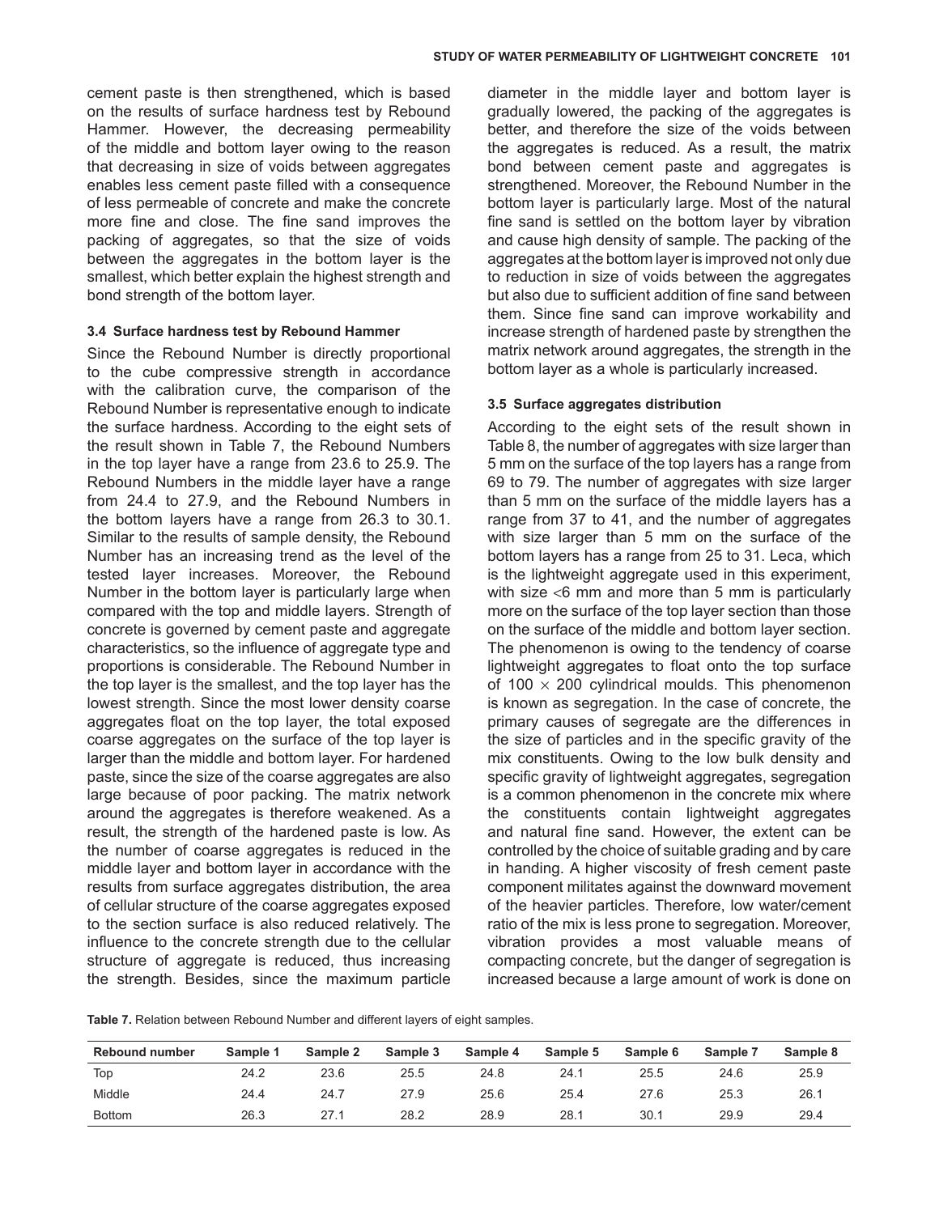cement paste is then strengthened, which is based on the results of surface hardness test by Rebound Hammer. However, the decreasing permeability of the middle and bottom layer owing to the reason that decreasing in size of voids between aggregates enables less cement paste filled with a consequence of less permeable of concrete and make the concrete more fine and close. The fine sand improves the packing of aggregates, so that the size of voids between the aggregates in the bottom layer is the smallest, which better explain the highest strength and bond strength of the bottom layer.

### 3.4 Surface hardness test by Rebound Hammer

Since the Rebound Number is directly proportional to the cube compressive strength in accordance with the calibration curve, the comparison of the Rebound Number is representative enough to indicate the surface hardness. According to the eight sets of the result shown in Table 7, the Rebound Numbers in the top layer have a range from 23.6 to 25.9. The Rebound Numbers in the middle layer have a range from 24.4 to 27.9, and the Rebound Numbers in the bottom layers have a range from 26.3 to 30.1. Similar to the results of sample density, the Rebound Number has an increasing trend as the level of the tested layer increases. Moreover, the Rebound Number in the bottom layer is particularly large when compared with the top and middle layers. Strength of concrete is governed by cement paste and aggregate characteristics, so the influence of aggregate type and proportions is considerable. The Rebound Number in the top layer is the smallest, and the top layer has the lowest strength. Since the most lower density coarse aggregates float on the top layer, the total exposed coarse aggregates on the surface of the top layer is larger than the middle and bottom layer. For hardened paste, since the size of the coarse aggregates are also large because of poor packing. The matrix network around the aggregates is therefore weakened. As a result, the strength of the hardened paste is low. As the number of coarse aggregates is reduced in the middle layer and bottom layer in accordance with the results from surface aggregates distribution, the area of cellular structure of the coarse aggregates exposed to the section surface is also reduced relatively. The influence to the concrete strength due to the cellular structure of aggregate is reduced, thus increasing the strength. Besides, since the maximum particle diameter in the middle layer and bottom layer is gradually lowered, the packing of the aggregates is better, and therefore the size of the voids between the aggregates is reduced. As a result, the matrix bond between cement paste and aggregates is strengthened. Moreover, the Rebound Number in the bottom layer is particularly large. Most of the natural fine sand is settled on the bottom layer by vibration and cause high density of sample. The packing of the aggregates at the bottom layer is improved not only due to reduction in size of voids between the aggregates but also due to sufficient addition of fine sand between them. Since fine sand can improve workability and increase strength of hardened paste by strengthen the matrix network around aggregates, the strength in the bottom layer as a whole is particularly increased.

### 3.5 Surface aggregates distribution

According to the eight sets of the result shown in Table 8, the number of aggregates with size larger than 5 mm on the surface of the top layers has a range from 69 to 79. The number of aggregates with size larger than 5 mm on the surface of the middle layers has a range from 37 to 41, and the number of aggregates with size larger than 5 mm on the surface of the bottom layers has a range from 25 to 31. Leca, which is the lightweight aggregate used in this experiment, with size <6 mm and more than 5 mm is particularly more on the surface of the top layer section than those on the surface of the middle and bottom layer section. The phenomenon is owing to the tendency of coarse lightweight aggregates to float onto the top surface of $100 \times 200$ cylindrical moulds. This phenomenon is known as segregation. In the case of concrete, the primary causes of segregate are the differences in the size of particles and in the specific gravity of the mix constituents. Owing to the low bulk density and specific gravity of lightweight aggregates, segregation is a common phenomenon in the concrete mix where the constituents contain lightweight aggregates and natural fine sand. However, the extent can be controlled by the choice of suitable grading and by care in handing. A higher viscosity of fresh cement paste component militates against the downward movement of the heavier particles. Therefore, low water/cement ratio of the mix is less prone to segregation. Moreover, vibration provides a most valuable means of compacting concrete, but the danger of segregation is increased because a large amount of work is done on

**Table 7.** Relation between Rebound Number and different layers of eight samples.

| Rebound number | Sample 1 | Sample 2 | Sample 3 | Sample 4 | Sample 5 | Sample 6 | Sample 7 | Sample 8 |
|---|---|---|---|---|---|---|---|---|
| Top | 24.2 | 23.6 | 25.5 | 24.8 | 24.1 | 25.5 | 24.6 | 25.9 |
| Middle | 24.4 | 24.7 | 27.9 | 25.6 | 25.4 | 27.6 | 25.3 | 26.1 |
| Bottom | 26.3 | 27.1 | 28.2 | 28.9 | 28.1 | 30.1 | 29.9 | 29.4 |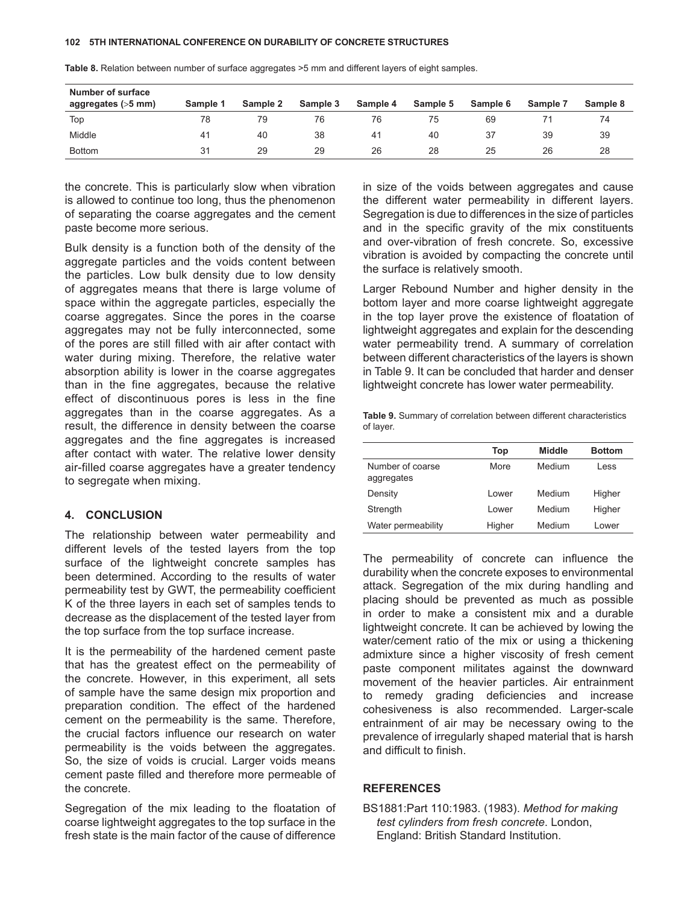**Table 8.** Relation between number of surface aggregates >5 mm and different layers of eight samples.

| Number of surface aggregates (>5 mm) | Sample 1 | Sample 2 | Sample 3 | Sample 4 | Sample 5 | Sample 6 | Sample 7 | Sample 8 |
|---|---|---|---|---|---|---|---|---|
| Top | 78 | 79 | 76 | 76 | 75 | 69 | 71 | 74 |
| Middle | 41 | 40 | 38 | 41 | 40 | 37 | 39 | 39 |
| Bottom | 31 | 29 | 29 | 26 | 28 | 25 | 26 | 28 |

the concrete. This is particularly slow when vibration is allowed to continue too long, thus the phenomenon of separating the coarse aggregates and the cement paste become more serious.

Bulk density is a function both of the density of the aggregate particles and the voids content between the particles. Low bulk density due to low density of aggregates means that there is large volume of space within the aggregate particles, especially the coarse aggregates. Since the pores in the coarse aggregates may not be fully interconnected, some of the pores are still filled with air after contact with water during mixing. Therefore, the relative water absorption ability is lower in the coarse aggregates than in the fine aggregates, because the relative effect of discontinuous pores is less in the fine aggregates than in the coarse aggregates. As a result, the difference in density between the coarse aggregates and the fine aggregates is increased after contact with water. The relative lower density air-filled coarse aggregates have a greater tendency to segregate when mixing.

## 4. CONCLUSION

The relationship between water permeability and different levels of the tested layers from the top surface of the lightweight concrete samples has been determined. According to the results of water permeability test by GWT, the permeability coefficient K of the three layers in each set of samples tends to decrease as the displacement of the tested layer from the top surface from the top surface increase.

It is the permeability of the hardened cement paste that has the greatest effect on the permeability of the concrete. However, in this experiment, all sets of sample have the same design mix proportion and preparation condition. The effect of the hardened cement on the permeability is the same. Therefore, the crucial factors influence our research on water permeability is the voids between the aggregates. So, the size of voids is crucial. Larger voids means cement paste filled and therefore more permeable of the concrete.

Segregation of the mix leading to the floatation of coarse lightweight aggregates to the top surface in the fresh state is the main factor of the cause of difference in size of the voids between aggregates and cause the different water permeability in different layers. Segregation is due to differences in the size of particles and in the specific gravity of the mix constituents and over-vibration of fresh concrete. So, excessive vibration is avoided by compacting the concrete until the surface is relatively smooth.

Larger Rebound Number and higher density in the bottom layer and more coarse lightweight aggregate in the top layer prove the existence of floatation of lightweight aggregates and explain for the descending water permeability trend. A summary of correlation between different characteristics of the layers is shown in Table 9. It can be concluded that harder and denser lightweight concrete has lower water permeability.

**Table 9.** Summary of correlation between different characteristics of layer.

| | Top | Middle | Bottom |
|---|---|---|---|
| Number of coarse aggregates | More | Medium | Less |
| Density | Lower | Medium | Higher |
| Strength | Lower | Medium | Higher |
| Water permeability | Higher | Medium | Lower |

The permeability of concrete can influence the durability when the concrete exposes to environmental attack. Segregation of the mix during handling and placing should be prevented as much as possible in order to make a consistent mix and a durable lightweight concrete. It can be achieved by lowing the water/cement ratio of the mix or using a thickening admixture since a higher viscosity of fresh cement paste component militates against the downward movement of the heavier particles. Air entrainment to remedy grading deficiencies and increase cohesiveness is also recommended. Larger-scale entrainment of air may be necessary owing to the prevalence of irregularly shaped material that is harsh and difficult to finish.

## REFERENCES

BS1881:Part 110:1983. (1983). *Method for making test cylinders from fresh concrete*. London, England: British Standard Institution.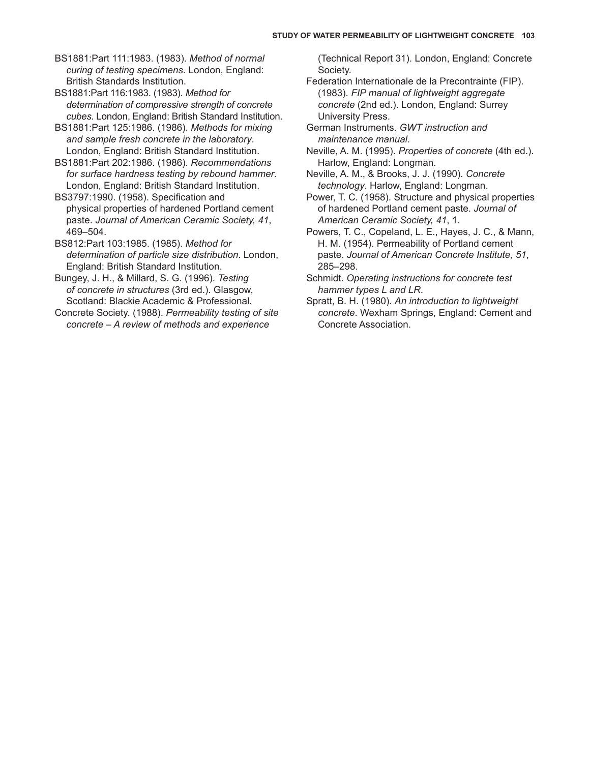BS1881:Part 111:1983. (1983). *Method of normal curing of testing specimens*. London, England: British Standards Institution.

BS1881:Part 116:1983. (1983). *Method for determination of compressive strength of concrete cubes*. London, England: British Standard Institution.

BS1881:Part 125:1986. (1986). *Methods for mixing and sample fresh concrete in the laboratory*. London, England: British Standard Institution.

BS1881:Part 202:1986. (1986). *Recommendations for surface hardness testing by rebound hammer*. London, England: British Standard Institution.

BS3797:1990. (1958). Specification and physical properties of hardened Portland cement paste. *Journal of American Ceramic Society, 41*, 469–504.

BS812:Part 103:1985. (1985). *Method for determination of particle size distribution*. London, England: British Standard Institution.

Bungey, J. H., & Millard, S. G. (1996). *Testing of concrete in structures* (3rd ed.). Glasgow, Scotland: Blackie Academic & Professional.

Concrete Society. (1988). *Permeability testing of site concrete – A review of methods and experience* (Technical Report 31). London, England: Concrete Society.

Federation Internationale de la Precontrainte (FIP). (1983). *FIP manual of lightweight aggregate concrete* (2nd ed.). London, England: Surrey University Press.

German Instruments. *GWT instruction and maintenance manual*.

Neville, A. M. (1995). *Properties of concrete* (4th ed.). Harlow, England: Longman.

Neville, A. M., & Brooks, J. J. (1990). *Concrete technology*. Harlow, England: Longman.

Power, T. C. (1958). Structure and physical properties of hardened Portland cement paste. *Journal of American Ceramic Society, 41*, 1.

Powers, T. C., Copeland, L. E., Hayes, J. C., & Mann, H. M. (1954). Permeability of Portland cement paste. *Journal of American Concrete Institute, 51*, 285–298.

Schmidt. *Operating instructions for concrete test hammer types L and LR*.

Spratt, B. H. (1980). *An introduction to lightweight concrete*. Wexham Springs, England: Cement and Concrete Association.